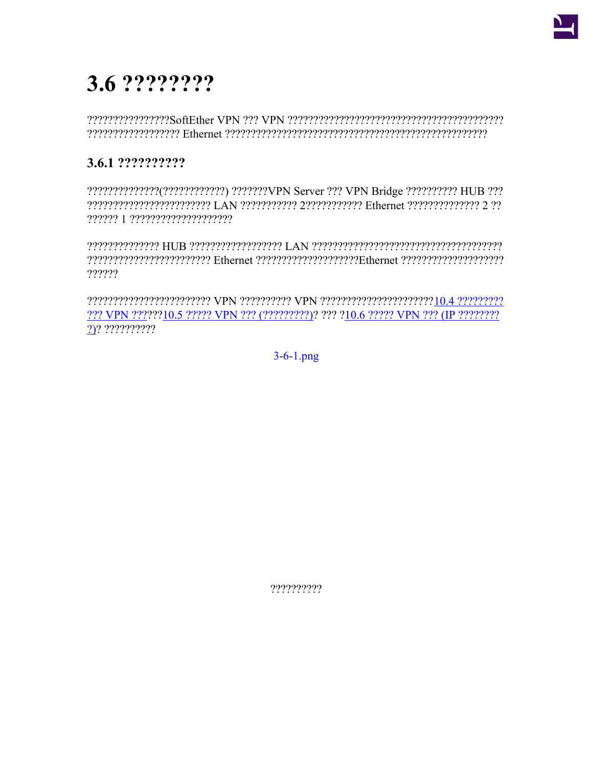# 3.6 ????????

????????????????SoftEther VPN ??? VPN ??????????????????????????????????????????? ????????????????? Ethernet ??????????????????????????????????????????????????

## 3.6.1 ??????????

??????????????(????????????) ???????VPN Server ??? VPN Bridge ?????????? HUB ??? ????????????????????????? LAN ??????????? 2??????????? Ethernet ?????????????? 2 ?? ?????? 1 ????????????????????

?????????????? HUB ?????????????????? LAN ????????????????????????????????????? ???????????????????????? Ethernet ????????????????????Ethernet ???????????????????? ??????

???????????????????????? VPN ?????????? VPN ??????????????????????10.4 ????????? ??? VPN ??????10.5 ????? VPN ??? (?????????)? ??? ?10.6 ????? VPN ??? (IP ???????? ?)? ??????????

3-6-1.png

??????????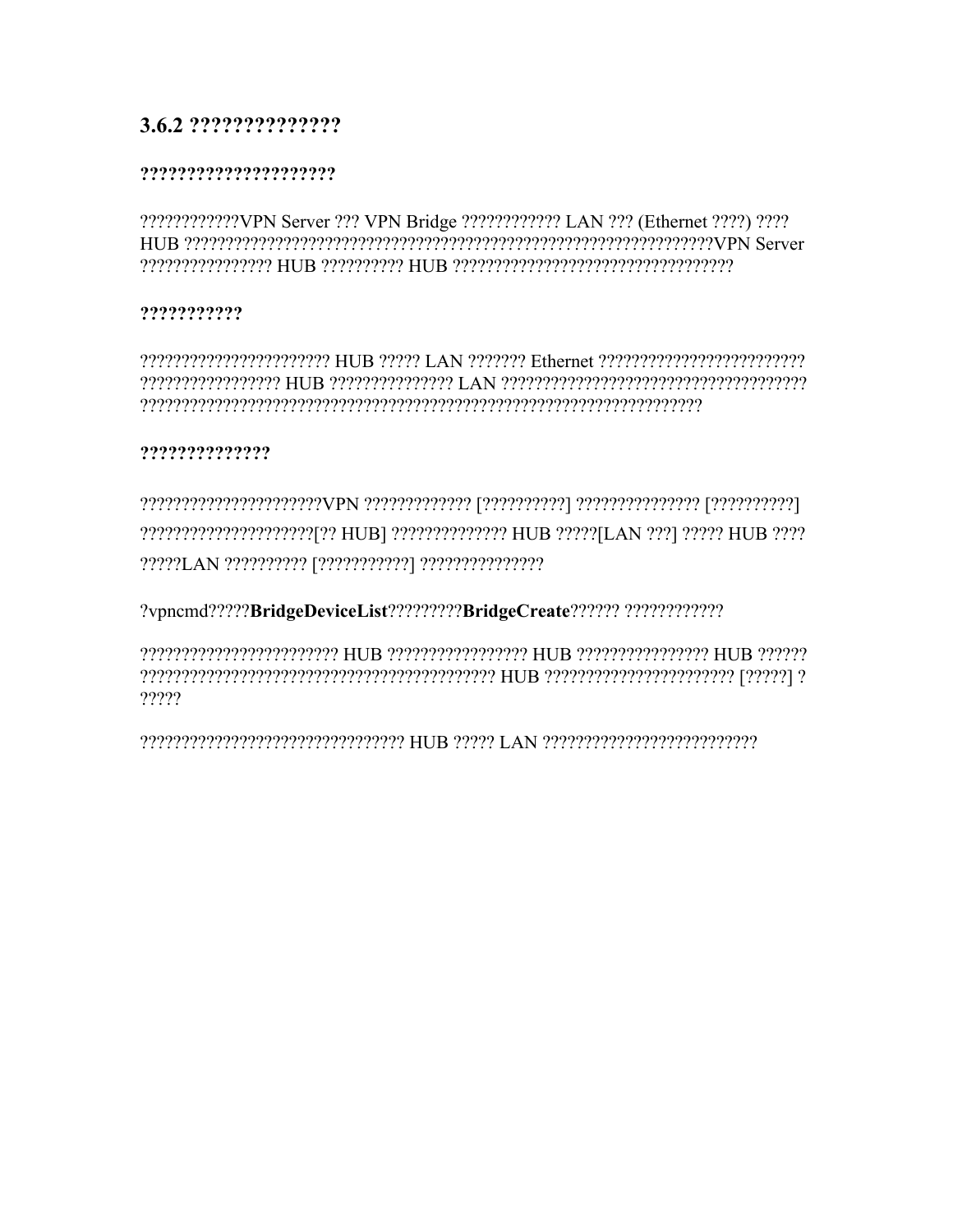### 3.6.2 ??????????????

**?????????????????????**

????????????VPN Server ??? VPN Bridge ???????????? LAN ??? (Ethernet ????) ???? HUB ?????????????????????????????????????????????????????????????????VPN Server ???????????????? HUB ?????????? HUB ?????????????????????????????????

**???????????**

??????????????????????? HUB ????? LAN ??????? Ethernet ????????????????????????? ????????????????? HUB ??????????????? LAN ???????????????????????????????????? ??????????????????????????????????????????????????????????????????

**??????????????**

??????????????????????VPN ????????????? [??????????] ??????????????? [??????????] ?????????????????????[?? HUB] ?????????????? HUB ?????[LAN ???] ????? HUB ???? ?????LAN ?????????? [???????????] ???????????????

?vpncmd?????**BridgeDeviceList**?????????**BridgeCreate**?????? ????????????

???????????????????????? HUB ????????????????? HUB ???????????????? HUB ?????? ???????????????????????????????????????????? HUB ?????????????????????? [?????] ? ?????

??????????????????????????????? HUB ????? LAN ??????????????????????????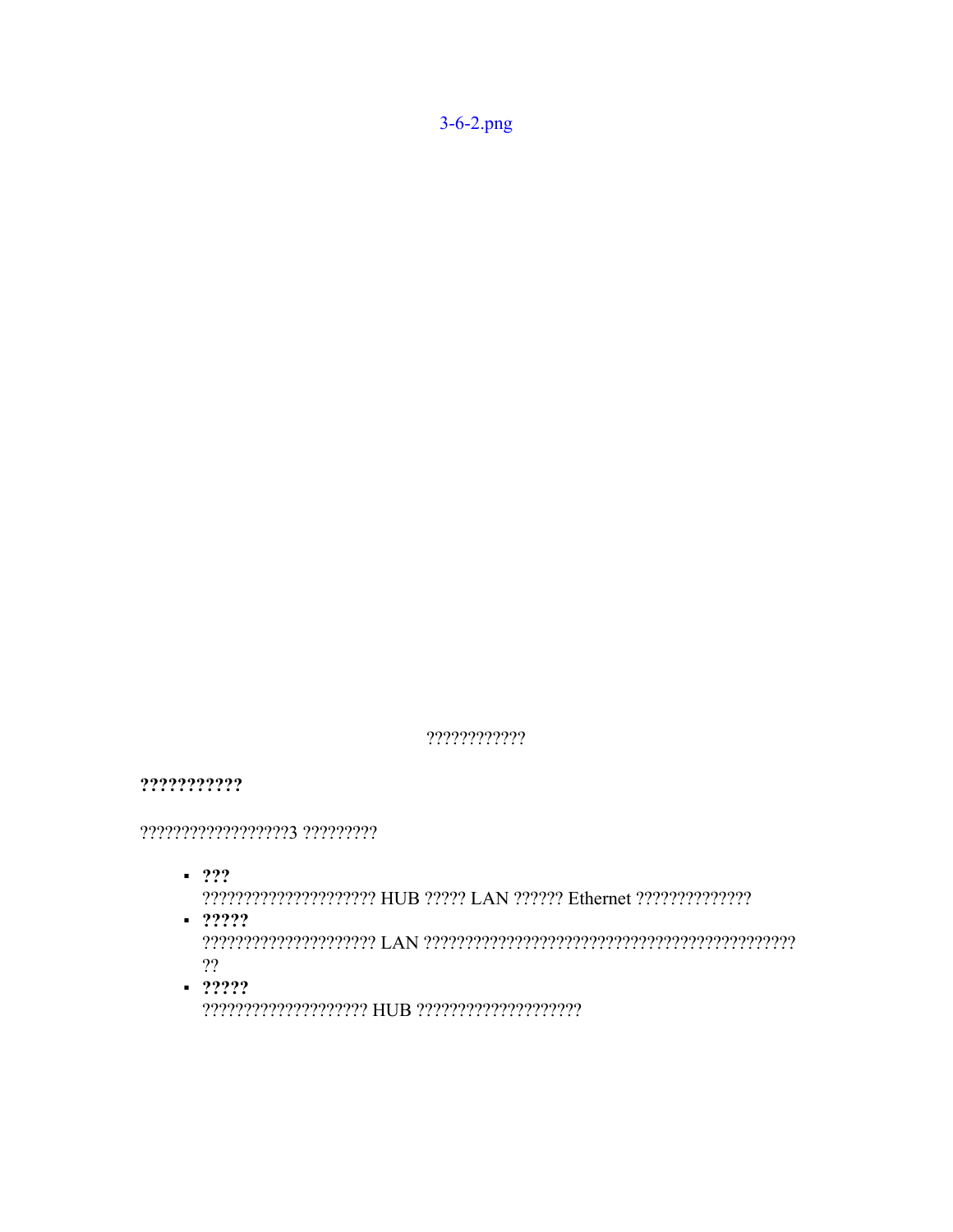3-6-2.png

????????????

**???????????**

??????????????????3 ?????????

- **???**
  ????????????????????? HUB ????? LAN ?????? Ethernet ??????????????
- **?????**
  ????????????????????? LAN ?????????????????????????????????????????????
  ??
- **?????**
  ???????????????????? HUB ????????????????????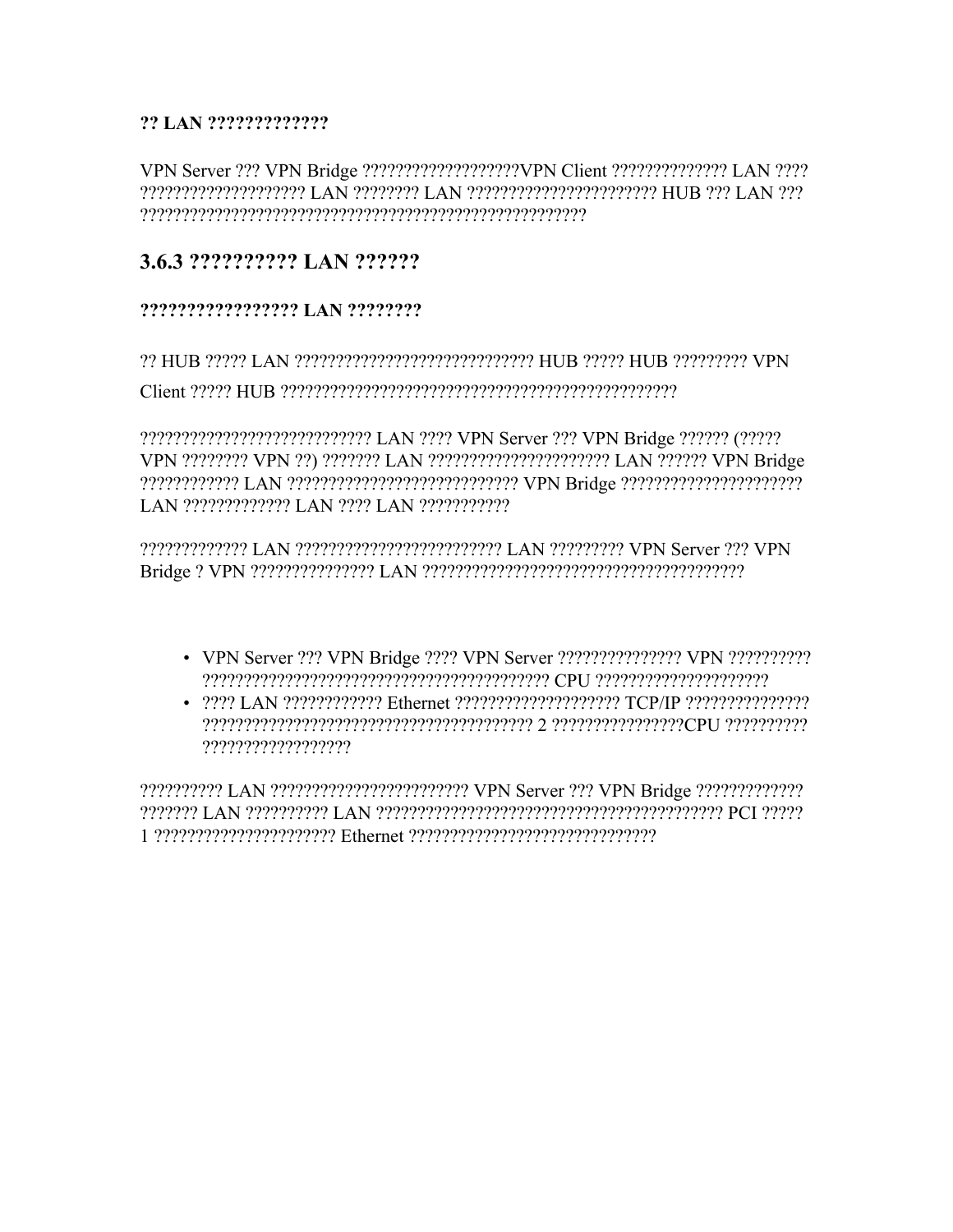**?? LAN ?????????????**

VPN Server ??? VPN Bridge ???????????????????VPN Client ?????????????? LAN ???? ???????????????????? LAN ???????? LAN ?????????????????????? HUB ??? LAN ??? ????????????????????????????????????????????????????????

## 3.6.3 ?????????? LAN ??????

**????????????????? LAN ????????**

?? HUB ????? LAN ????????????????????????????? HUB ????? HUB ????????? VPN Client ????? HUB ?????????????????????????????????????????????????

???????????????????????????? LAN ???? VPN Server ??? VPN Bridge ?????? (????? VPN ???????? VPN ??) ??????? LAN ?????????????????????? LAN ?????? VPN Bridge ???????????? LAN ???????????????????????????? VPN Bridge ?????????????????????? LAN ????????????? LAN ???? LAN ???????????

????????????? LAN ????????????????????????? LAN ????????? VPN Server ??? VPN Bridge ? VPN ??????????????? LAN ????????????????????????????????????????

- VPN Server ??? VPN Bridge ???? VPN Server ??????????????? VPN ?????????? ????????????????????????????????????????????? CPU ?????????????????????
- ???? LAN ???????????? Ethernet ???????????????????? TCP/IP ??????????????? ????????????????????????????????????????? 2 ????????????????CPU ?????????? ??????????????????

?????????? LAN ???????????????????????? VPN Server ??? VPN Bridge ????????????? ??????? LAN ?????????? LAN ?????????????????????????????????????????? PCI ????? 1 ????????????????????? Ethernet ??????????????????????????????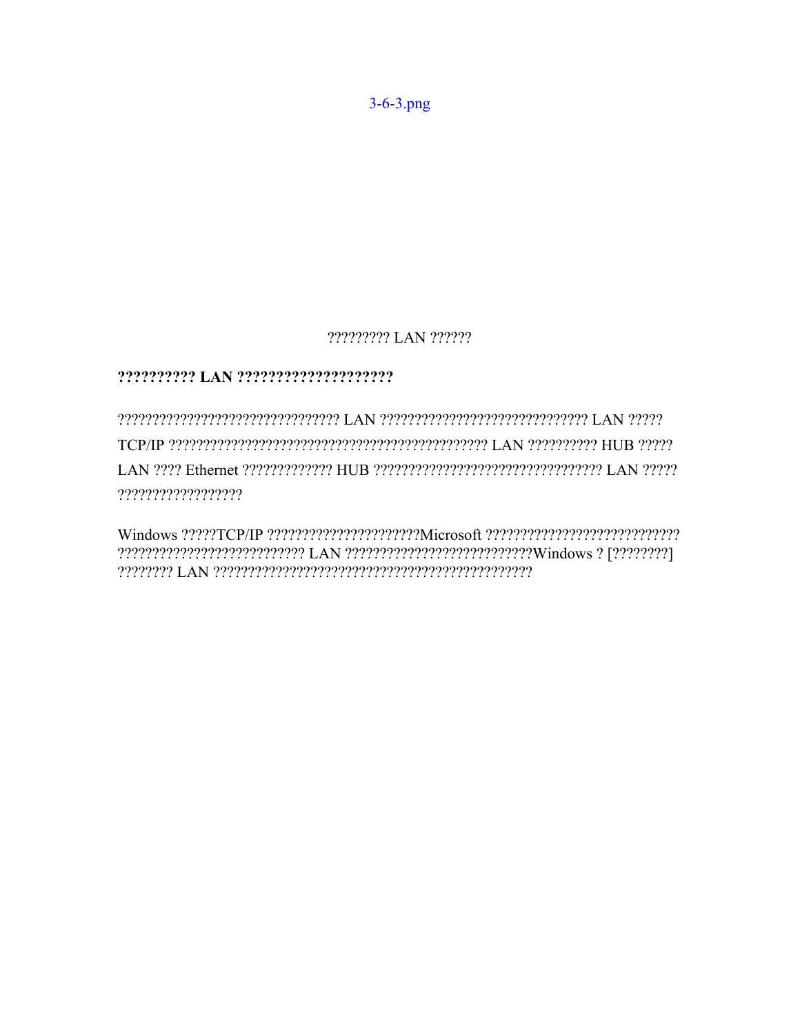3-6-3.png

????????? LAN ??????

**?????????? LAN ????????????????????**

???????????????????????????????? LAN ?????????????????????????????? LAN ????? TCP/IP ?????????????????????????????????????????????? LAN ?????????? HUB ????? LAN ???? Ethernet ????????????? HUB ????????????????????????????????? LAN ????? ?????????????????

Windows ?????TCP/IP ??????????????????????Microsoft ???????????????????????????? ??????????????????????????? LAN ???????????????????????????Windows ? [????????] ???????? LAN ??????????????????????????????????????????????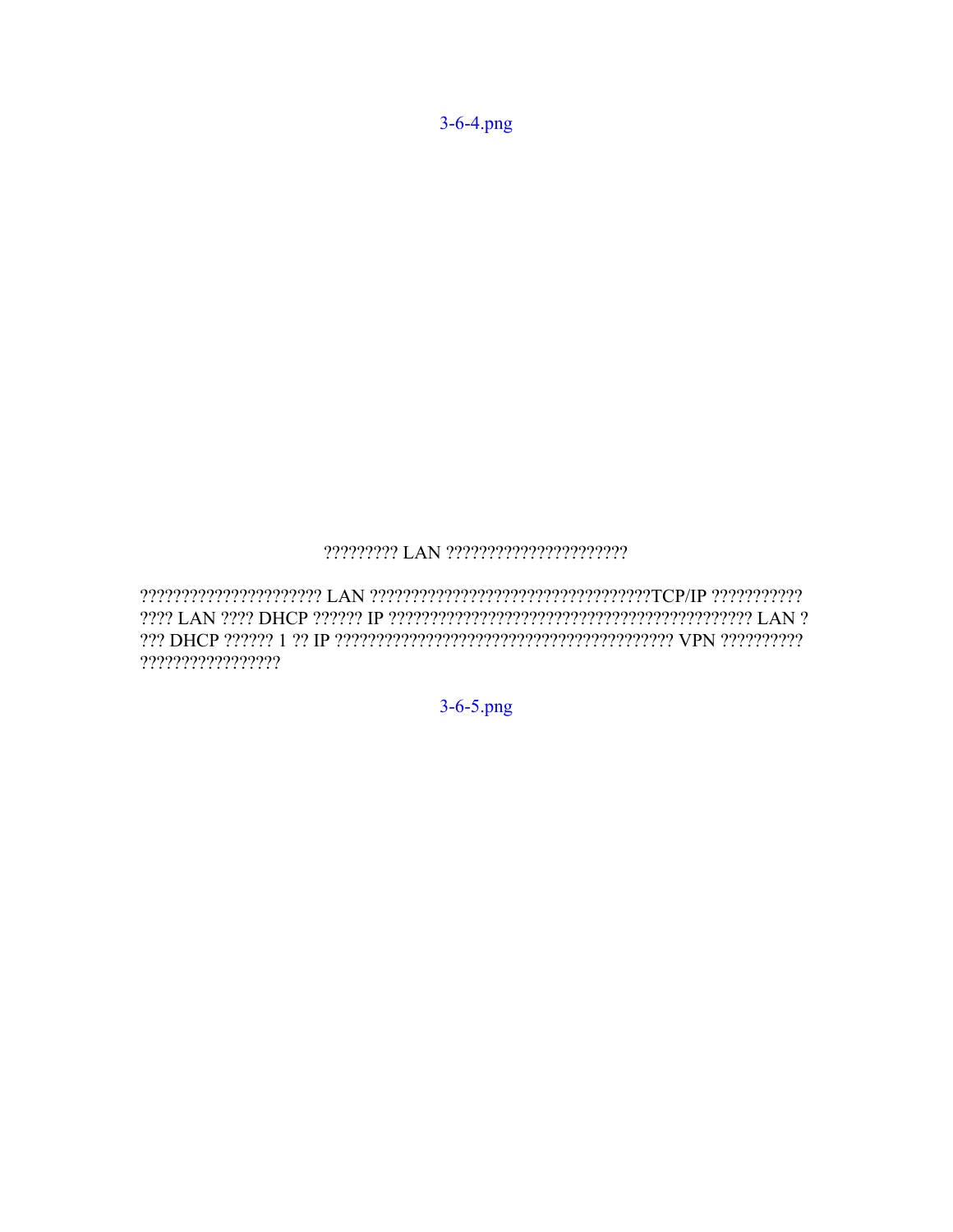3-6-4.png

????????? LAN ?????????????????????

?????????????????????? LAN ??????????????????????????????????TCP/IP ??????????? ???? LAN ???? DHCP ?????? IP ???????????????????????????????????????????? LAN ? ??? DHCP ?????? 1 ?? IP ????????????????????????????????????????? VPN ?????????? ?????????????????

3-6-5.png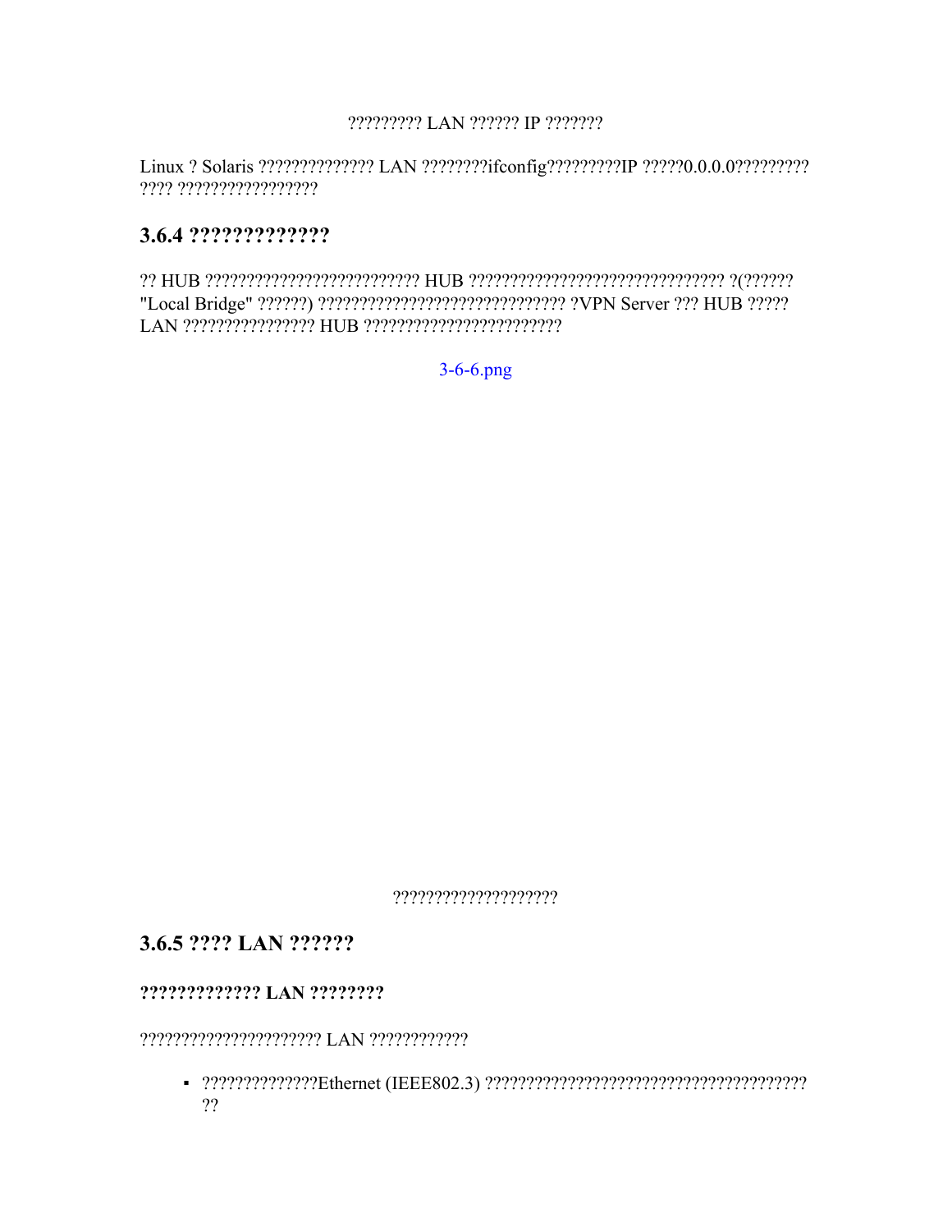????????? LAN ?????? IP ???????

Linux ? Solaris ?????????????? LAN ????????ifconfig?????????IP ?????0.0.0.0????????? ???? ?????????????????

### 3.6.4 ?????????????

?? HUB ??????????????????????????? HUB ?????????????????????????????? ?(?????? "Local Bridge" ??????) ?????????????????????????????? ?VPN Server ??? HUB ????? LAN ???????????????? HUB ????????????????????????

3-6-6.png

????????????????????

### 3.6.5 ???? LAN ??????

#### ????????????? LAN ????????

?????????????????????? LAN ????????????

- ??????????????Ethernet (IEEE802.3) ??????????????????????????????????????? ??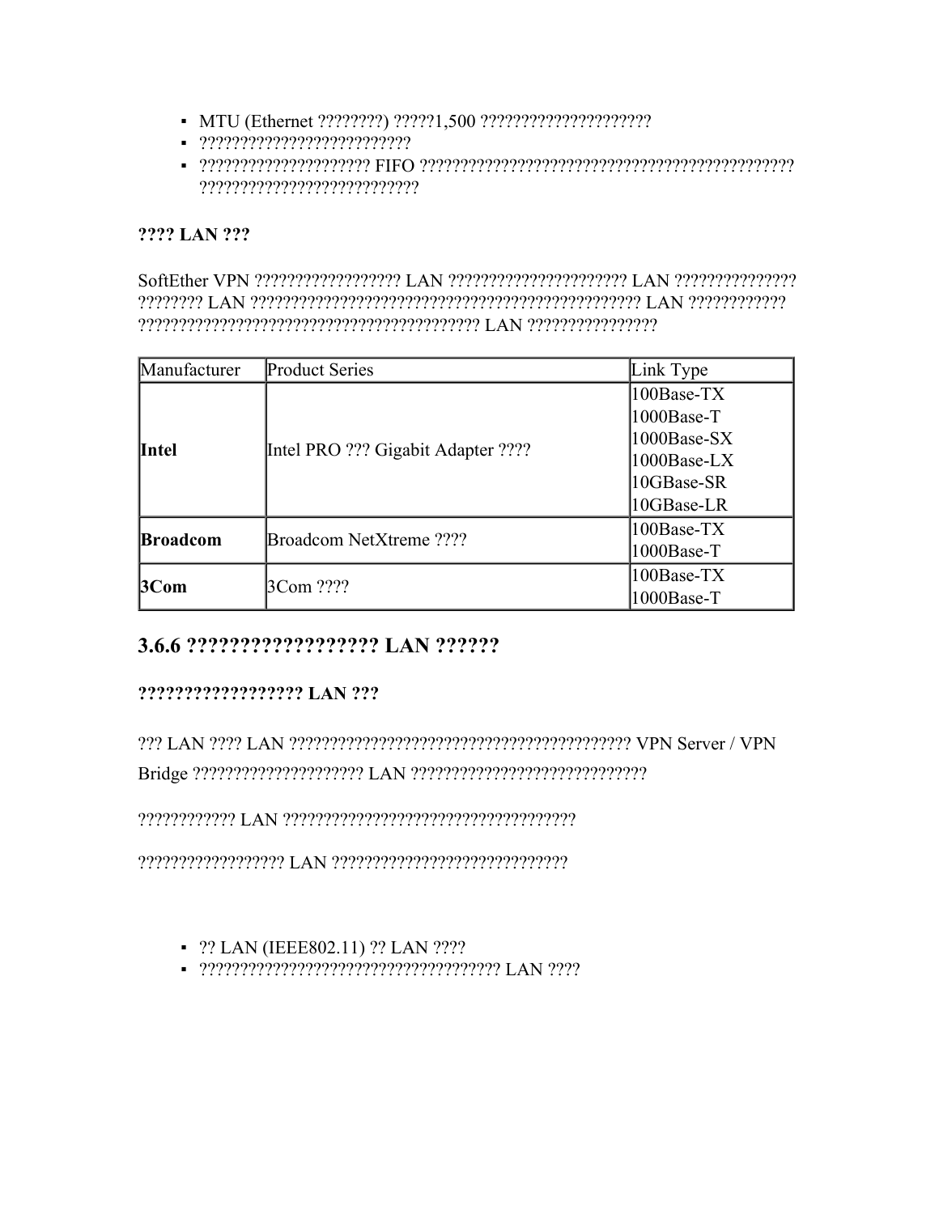- MTU (Ethernet ????????) ?????1,500 ????????????????????
- ?????????????????????????
- ???????????????????? FIFO ?????????????????????????????????????????????? ??????????????????????????

**???? LAN ???**

SoftEther VPN ?????????????????? LAN ?????????????????????? LAN ??????????????? ???????? LAN ????????????????????????????????????????????? LAN ???????????? ??????????????????????????????????????????? LAN ????????????????

| Manufacturer | Product Series | Link Type |
| --- | --- | --- |
| **Intel** | Intel PRO ??? Gigabit Adapter ???? | 100Base-TX<br>1000Base-T<br>1000Base-SX<br>1000Base-LX<br>10GBase-SR<br>10GBase-LR |
| **Broadcom** | Broadcom NetXtreme ???? | 100Base-TX<br>1000Base-T |
| **3Com** | 3Com ???? | 100Base-TX<br>1000Base-T |

## 3.6.6 ?????????????????? LAN ??????

**?????????????????? LAN ???**

??? LAN ???? LAN ??????????????????????????????????????????? VPN Server / VPN Bridge ????????????????????? LAN ?????????????????????????????

???????????? LAN ????????????????????????????????????

?????????????????? LAN ?????????????????????????????

- ?? LAN (IEEE802.11) ?? LAN ????
- ????????????????????????????????????? LAN ????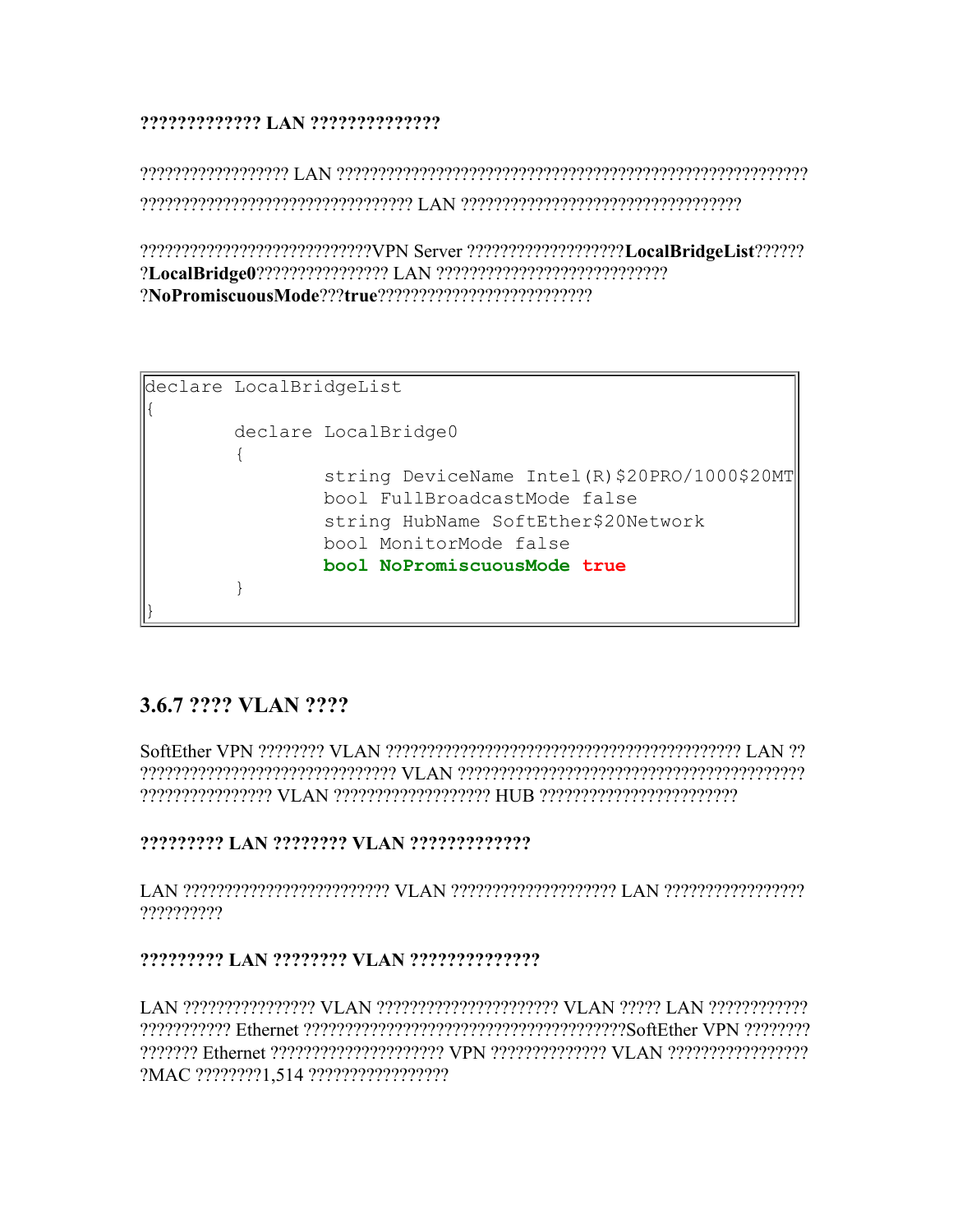**????????????? LAN ??????????????**

?????????????????? LAN ????????????????????????????????????????????????????????? ?????????????????????????????????? LAN ???????????????????????????????????

????????????????????????????VPN Server ????????????????????**LocalBridgeList**?????? ?**LocalBridge0**????????????????? LAN ????????????????????????????? ?**NoPromiscuousMode**???**true**???????????????????????????

```
declare LocalBridgeList
{
        declare LocalBridge0
        {
                string DeviceName Intel(R)$20PRO/1000$20MT
                bool FullBroadcastMode false
                string HubName SoftEther$20Network
                bool MonitorMode false
                bool NoPromiscuousMode true
        }
}
```

## 3.6.7 ???? VLAN ????

SoftEther VPN ???????? VLAN ???????????????????????????????????????????? LAN ?? ???????????????????????????????? VLAN ?????????????????????????????????????????? ???????????????? VLAN ??????????????????? HUB ????????????????????????

**????????? LAN ???????? VLAN ?????????????**

LAN ????????????????????????? VLAN ???????????????????? LAN ????????????????? ??????????

**????????? LAN ???????? VLAN ??????????????**

LAN ???????????????? VLAN ?????????????????????? VLAN ????? LAN ???????????? ??????????? Ethernet ??????????????????????????????????????SoftEther VPN ???????? ??????? Ethernet ???????????????????? VPN ?????????????? VLAN ?????????????????? ?MAC ????????1,514 ?????????????????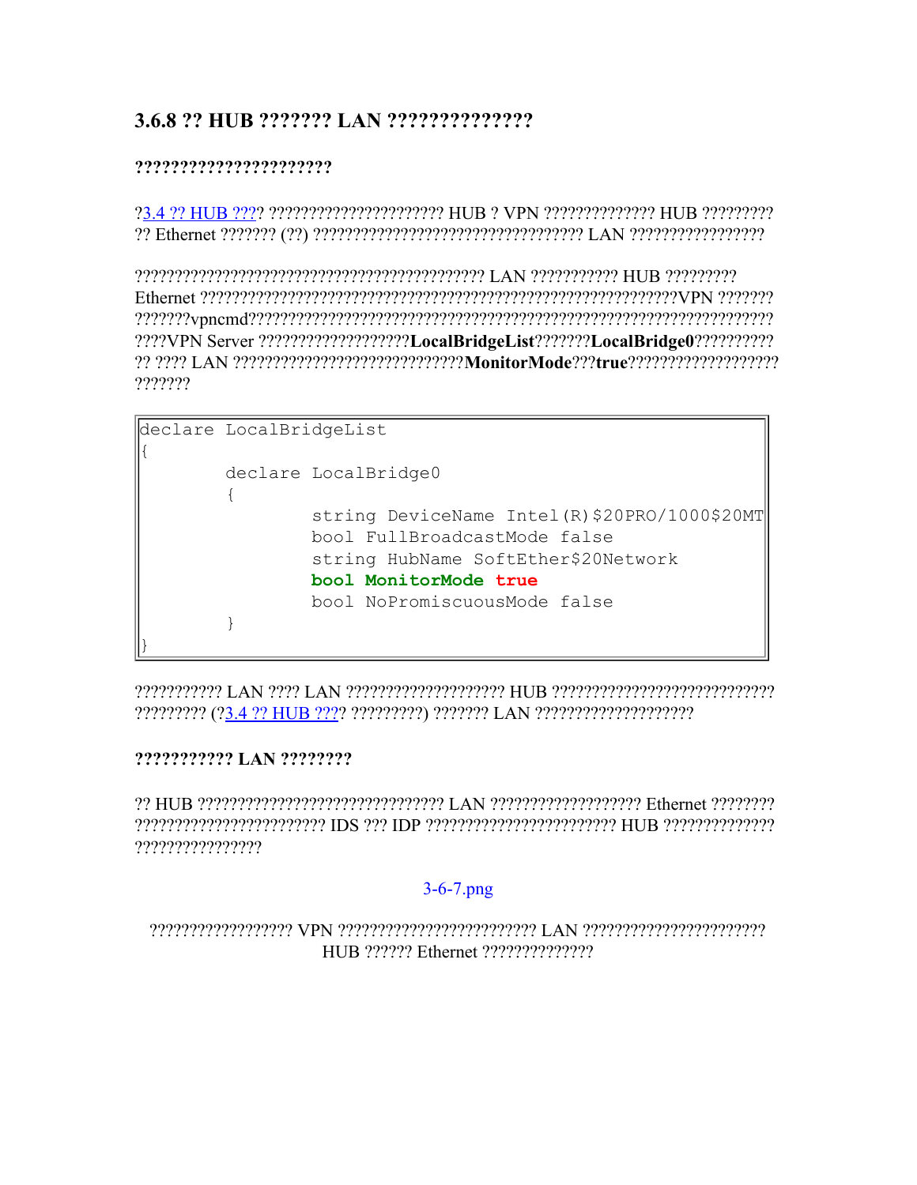### 3.6.8 ?? HUB ??????? LAN ??????????????

**??????????????????????**

?3.4 ?? HUB ???? ?????????????????????? HUB ? VPN ?????????????? HUB ????????? ?? Ethernet ??????? (??) ?????????????????????????????????? LAN ?????????????????

??????????????????????????????????????????? LAN ??????????? HUB ????????? Ethernet ?????????????????????????????????????????????????????????????VPN ??????? ???????vpncmd??????????????????????????????????????????????????????????????????? ????VPN Server ???????????????????**LocalBridgeList**???????**LocalBridge0**?????????? ?? ???? LAN ?????????????????????????????**MonitorMode**???**true**??????????????????? ???????

```
declare LocalBridgeList
{
        declare LocalBridge0
        {
                string DeviceName Intel(R)$20PRO/1000$20MT
                bool FullBroadcastMode false
                string HubName SoftEther$20Network
                bool MonitorMode true
                bool NoPromiscuousMode false
        }
}
```

??????????? LAN ???? LAN ???????????????????? HUB ??????????????????????????? ????????? (?3.4 ?? HUB ???? ?????????) ??????? LAN ????????????????????

**??????????? LAN ????????**

?? HUB ??????????????????????????????? LAN ??????????????????? Ethernet ???????? ???????????????????????? IDS ??? IDP ??????????????????????? HUB ?????????????? ????????????????

3-6-7.png

?????????????????? VPN ????????????????????????? LAN ??????????????????????? HUB ?????? Ethernet ??????????????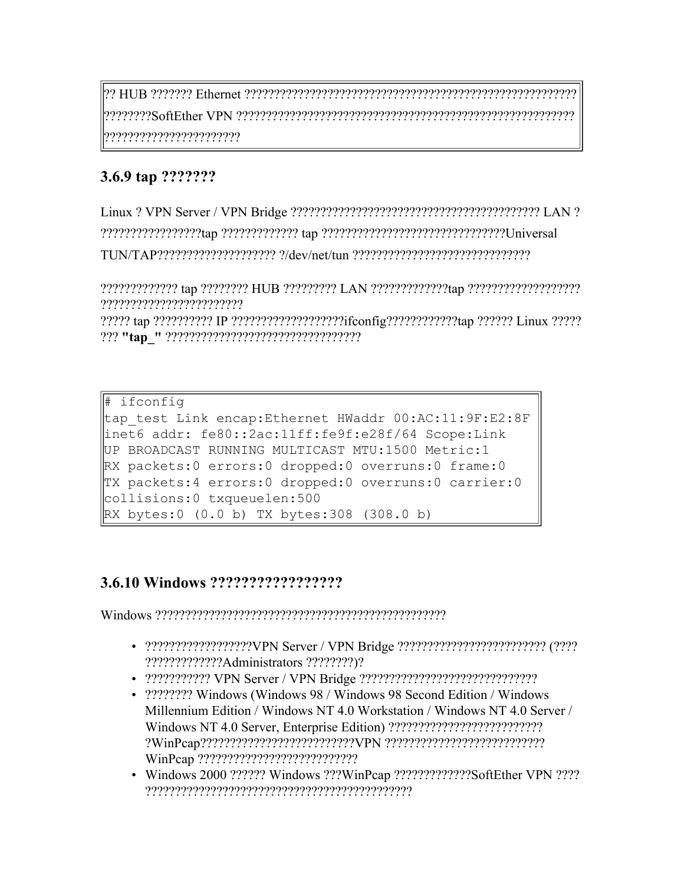| |
|---|
| ?? HUB ??????? Ethernet ???????????????????????????????????????????????????????????? ????????SoftEther VPN ?????????????????????????????????????????????????????????? ?????????????????????? |

### 3.6.9 tap ???????

Linux ? VPN Server / VPN Bridge ??????????????????????????????????????????? LAN ? ?????????????????tap ????????????? tap ???????????????????????????????Universal TUN/TAP???????????????????? ?/dev/net/tun ??????????????????????????????

????????????? tap ???????? HUB ????????? LAN ?????????????tap ??????????????????? ????????????????????????
????? tap ?????????? IP ???????????????????ifconfig????????????tap ?????? Linux ????? ??? **"tap_"** ?????????????????????????????????

```
# ifconfig
tap_test Link encap:Ethernet HWaddr 00:AC:11:9F:E2:8F
inet6 addr: fe80::2ac:11ff:fe9f:e28f/64 Scope:Link
UP BROADCAST RUNNING MULTICAST MTU:1500 Metric:1
RX packets:0 errors:0 dropped:0 overruns:0 frame:0
TX packets:4 errors:0 dropped:0 overruns:0 carrier:0
collisions:0 txqueuelen:500
RX bytes:0 (0.0 b) TX bytes:308 (308.0 b)
```

### 3.6.10 Windows ????????????????

Windows ?????????????????????????????????????????????????

- ??????????????????VPN Server / VPN Bridge ????????????????????????? (???? ?????????????Administrators ????????)?
- ??????????? VPN Server / VPN Bridge ??????????????????????????????
- ???????? Windows (Windows 98 / Windows 98 Second Edition / Windows Millennium Edition / Windows NT 4.0 Workstation / Windows NT 4.0 Server / Windows NT 4.0 Server, Enterprise Edition) ?????????????????????????? ?WinPcap??????????????????????????VPN ??????????????????????????? WinPcap ????????????????????????????
- Windows 2000 ?????? Windows ???WinPcap ?????????????SoftEther VPN ???? ?????????????????????????????????????????????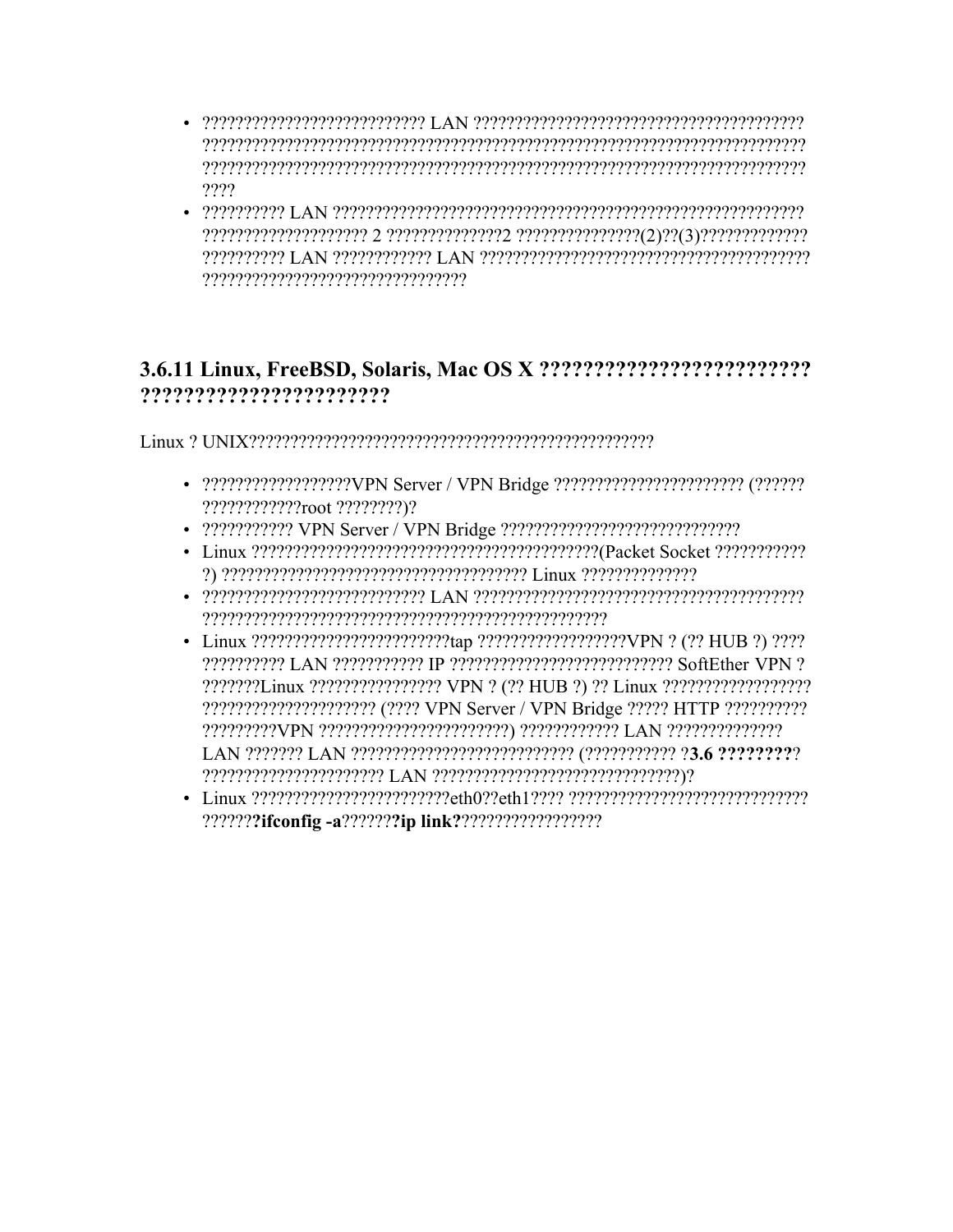- ??????????????????????????? LAN ?????????????????????????????????????????????????????????????????????????????????????????????????????????????????????????????????????????????????????????????????????????????????????????????????????????????????????
- ?????????? LAN ????????????????????????????????????????????????????????????????????????????? 2 ??????????????2 ???????????????(2)??(3)?????????????????????? LAN ???????????? LAN ?????????????????????????????????????????????????????????????????????????

## 3.6.11 Linux, FreeBSD, Solaris, Mac OS X ?????????????????????????????????????????????????

Linux ? UNIX???????????????????????????????????????????????????

- ??????????????????VPN Server / VPN Bridge ??????????????????????? (??????????????????root ????????)?
- ??????????? VPN Server / VPN Bridge ?????????????????????????????
- Linux ???????????????????????????????????????????(Packet Socket ????????????) ?????????????????????????????????????? Linux ??????????????
- ??????????????????????????? LAN ????????????????????????????????????????????????????????????????????????????????????????????
- Linux ????????????????????????tap ?????????????????VPN ? (?? HUB ?) ?????????????? LAN ??????????? IP ?????????????????????????? SoftEther VPN ????????Linux ???????????????? VPN ? (?? HUB ?) ?? Linux ??????????????????????????????????????? (???? VPN Server / VPN Bridge ????? HTTP ???????????????????VPN ??????????????????????) ???????????? LAN ??????????????LAN ??????? LAN ?????????????????????????? (??????????? ?**3.6 ????????**??????????????????????? LAN ??????????????????????????????)?
- Linux ????????????????????????eth0??eth1???? ???????????????????????????????????**?ifconfig -a**???????**?ip link?**?????????????????